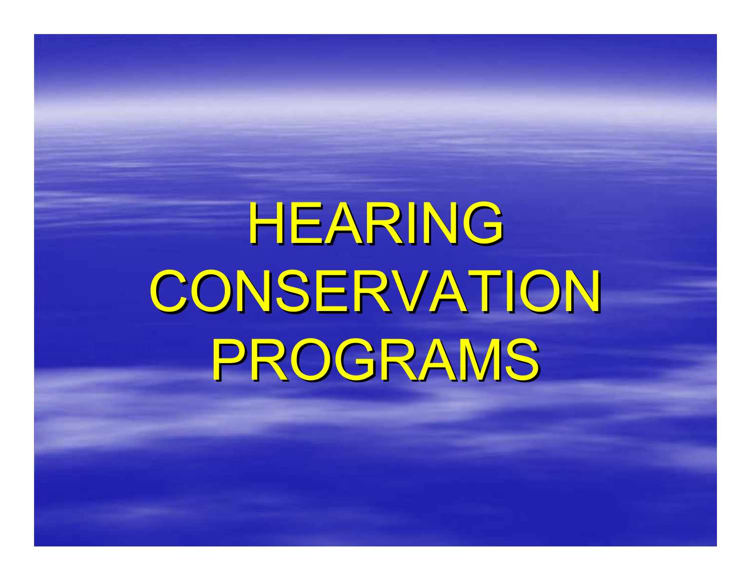# HEARING CONSERVATION PROGRAMS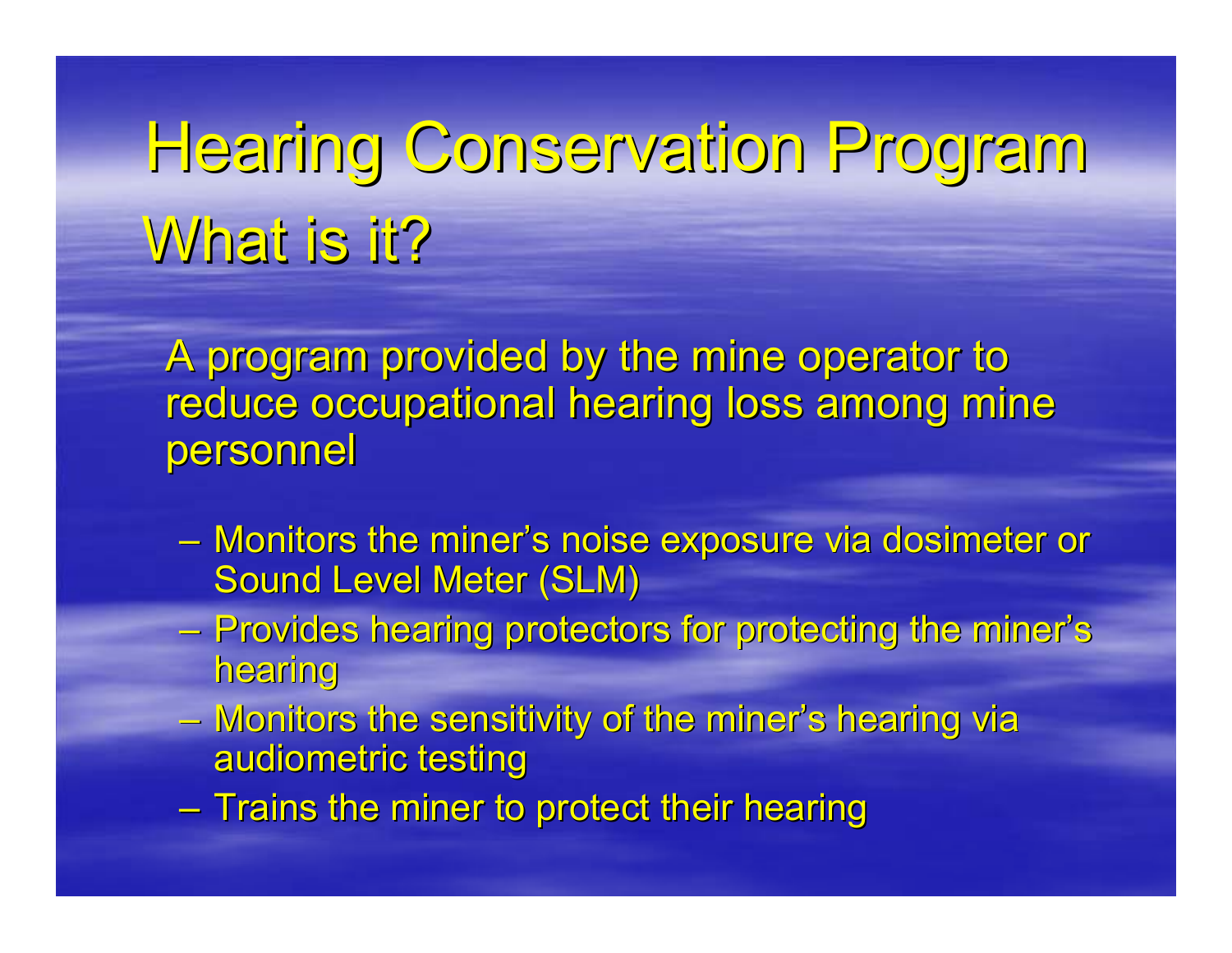# Hearing Conservation Program
## What is it?

A program provided by the mine operator to reduce occupational hearing loss among mine personnel

- Monitors the miner's noise exposure via dosimeter or Sound Level Meter (SLM)
- Provides hearing protectors for protecting the miner's hearing
- Monitors the sensitivity of the miner's hearing via audiometric testing
- Trains the miner to protect their hearing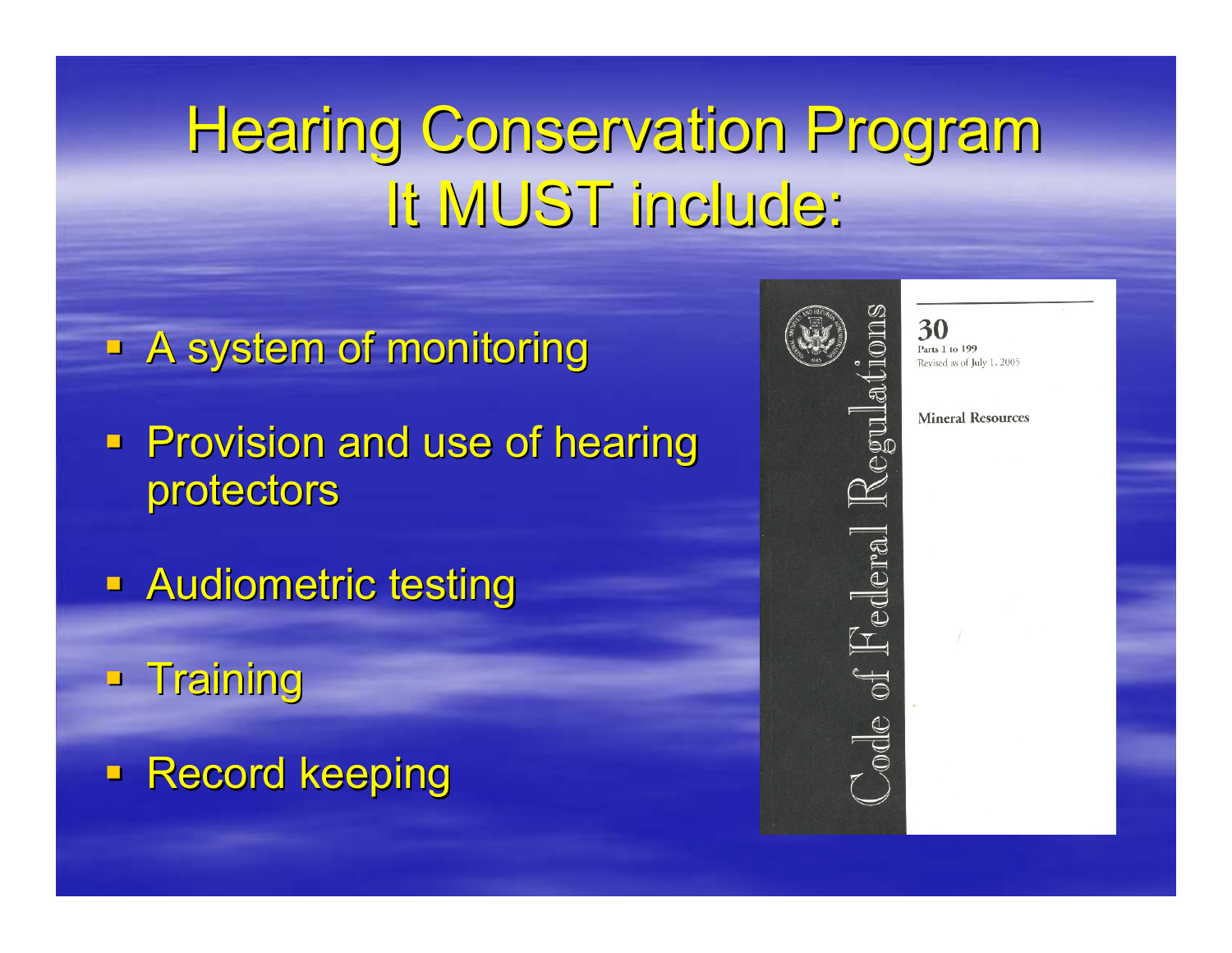# Hearing Conservation Program
# It MUST include:

- A system of monitoring
- Provision and use of hearing protectors
- Audiometric testing
- Training
- Record keeping

Code of Federal Regulations

30
Parts 1 to 199
Revised as of July 1, 2005

Mineral Resources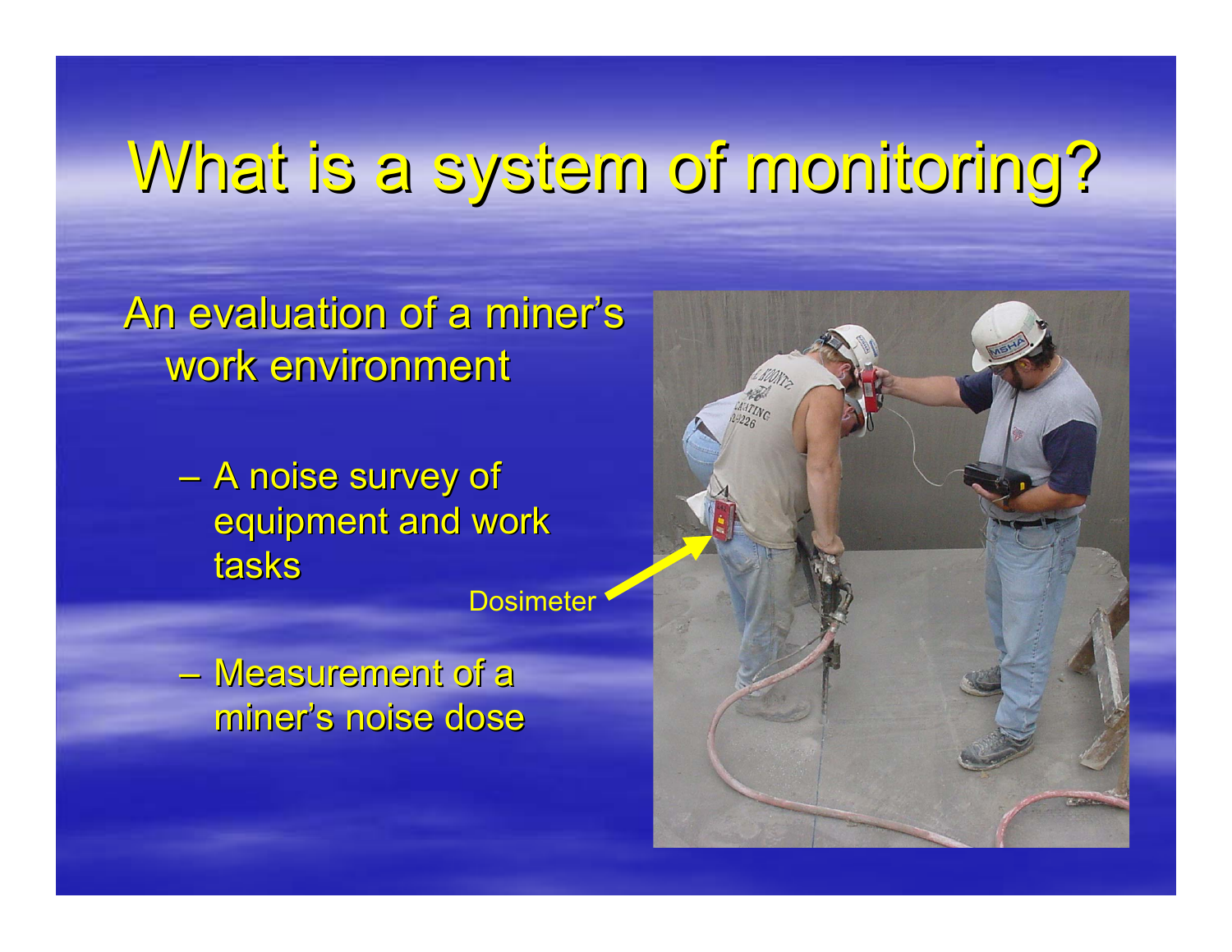# What is a system of monitoring?

An evaluation of a miner's work environment

- A noise survey of equipment and work tasks
- Measurement of a miner's noise dose

Dosimeter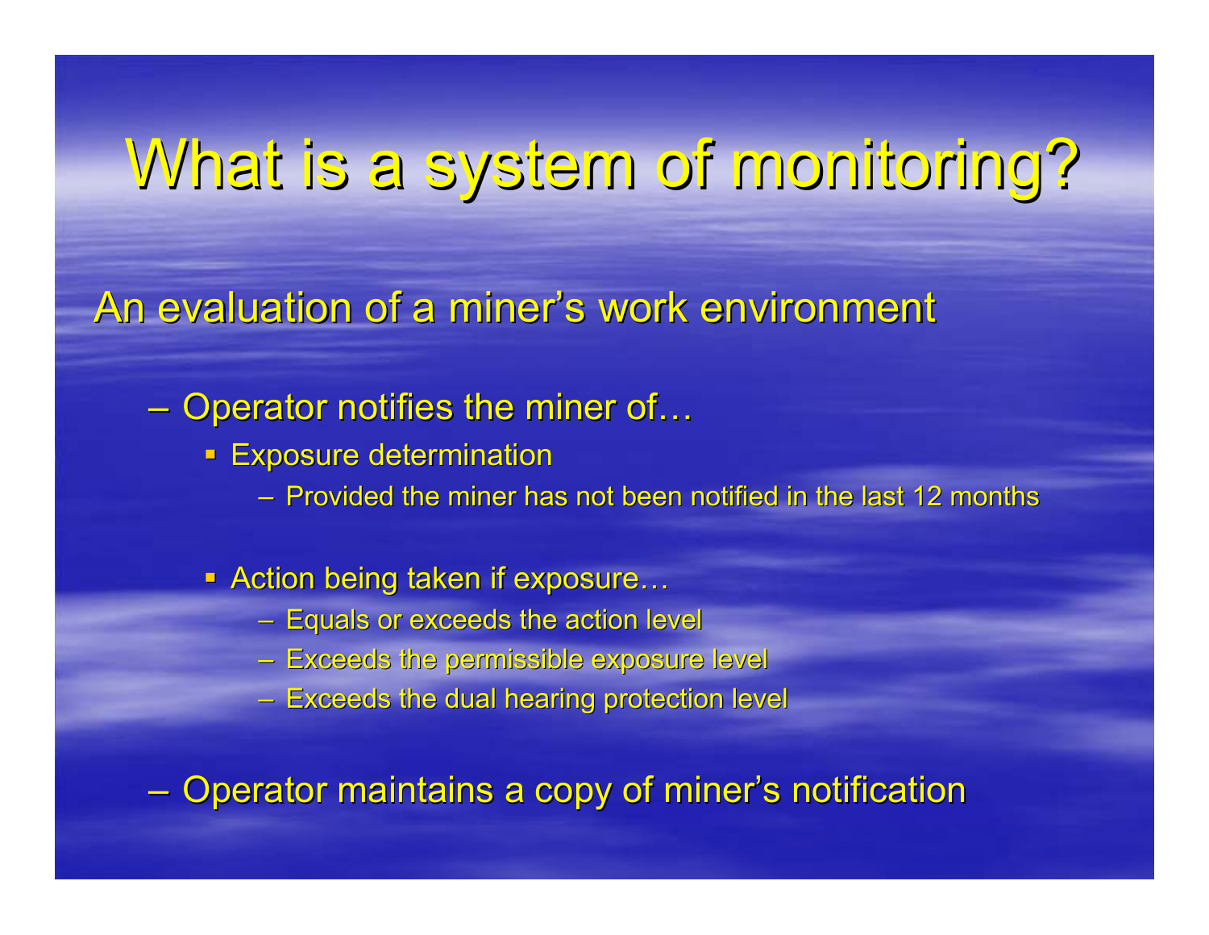# What is a system of monitoring?

An evaluation of a miner's work environment

- Operator notifies the miner of…
  - Exposure determination
    - Provided the miner has not been notified in the last 12 months
  - Action being taken if exposure…
    - Equals or exceeds the action level
    - Exceeds the permissible exposure level
    - Exceeds the dual hearing protection level
- Operator maintains a copy of miner's notification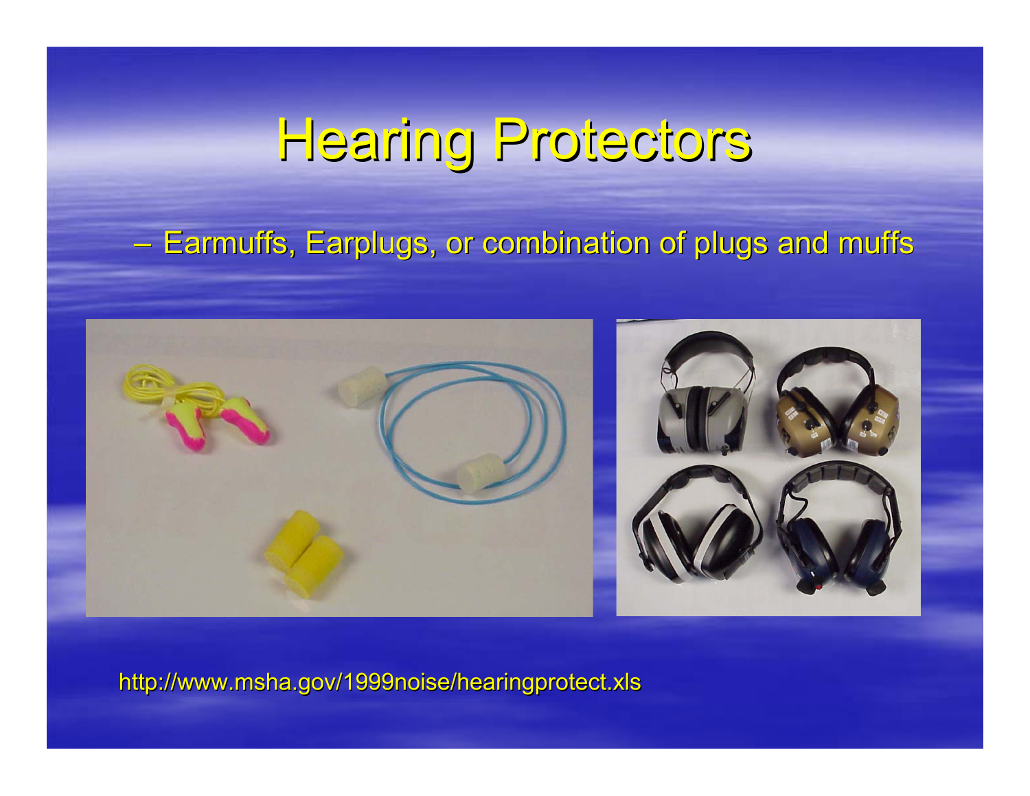# Hearing Protectors

- Earmuffs, Earplugs, or combination of plugs and muffs

http://www.msha.gov/1999noise/hearingprotect.xls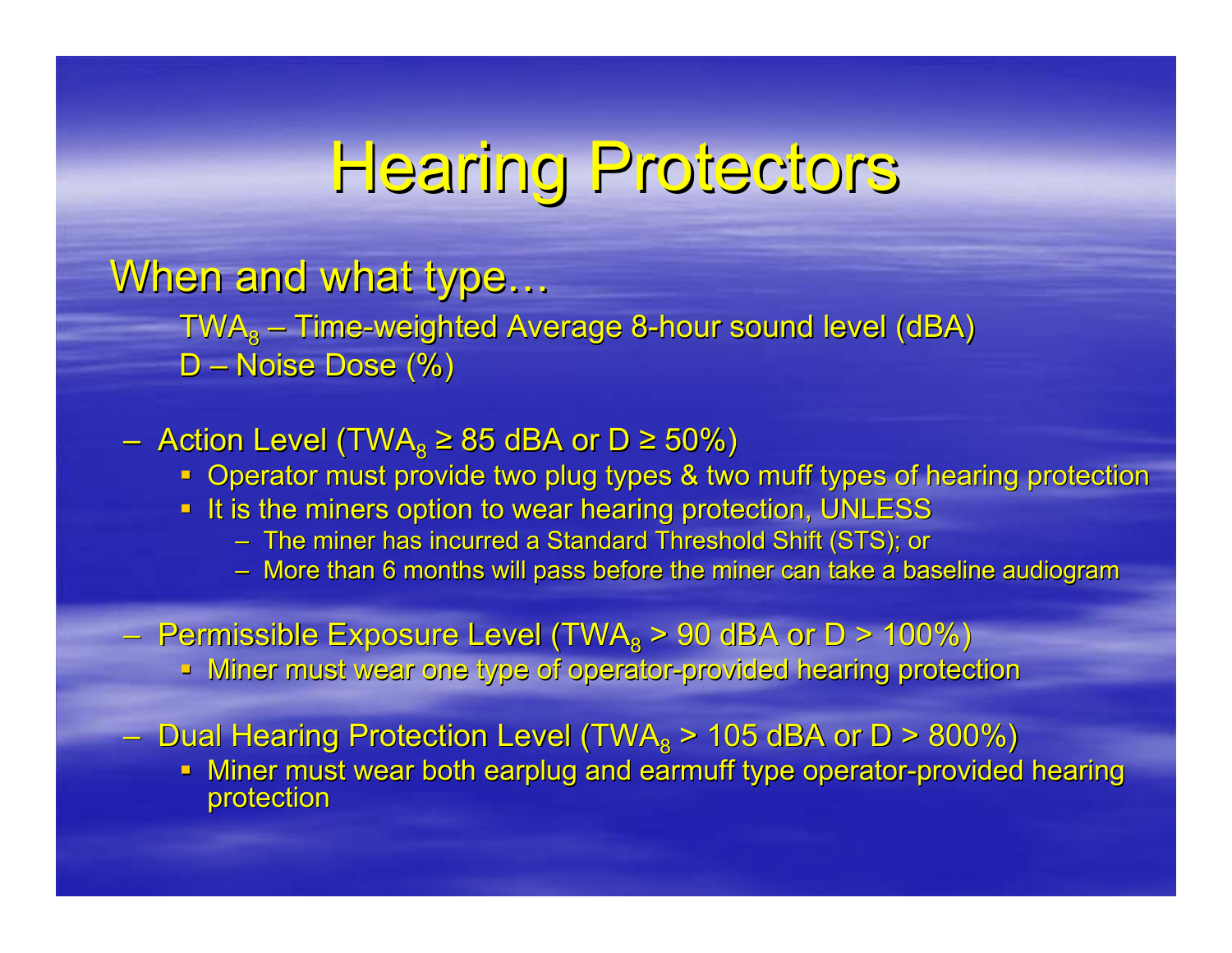# Hearing Protectors

## When and what type…

$TWA_8$ – Time-weighted Average 8-hour sound level (dBA)
D – Noise Dose (%)

- Action Level ($TWA_8 \geq 85$ dBA or $D \geq 50\%$)
  - Operator must provide two plug types & two muff types of hearing protection
  - It is the miners option to wear hearing protection, UNLESS
    - The miner has incurred a Standard Threshold Shift (STS); or
    - More than 6 months will pass before the miner can take a baseline audiogram
- Permissible Exposure Level ($TWA_8 > 90$ dBA or $D > 100\%$)
  - Miner must wear one type of operator-provided hearing protection
- Dual Hearing Protection Level ($TWA_8 > 105$ dBA or $D > 800\%$)
  - Miner must wear both earplug and earmuff type operator-provided hearing protection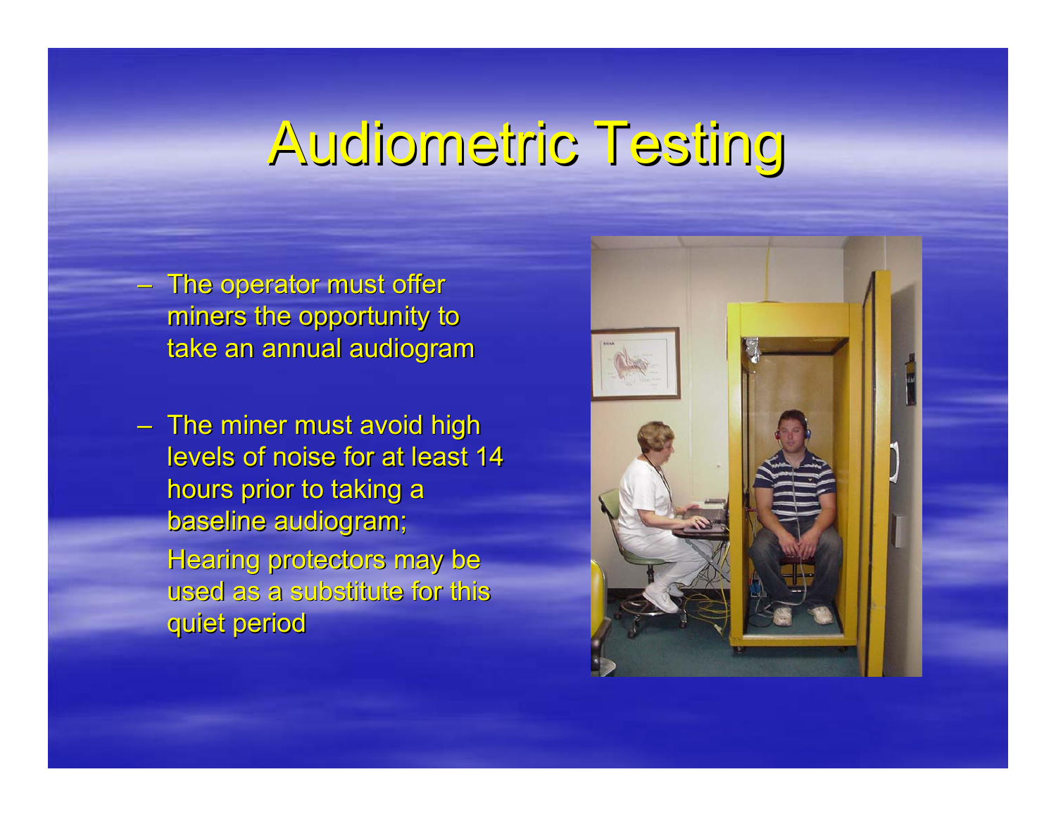# Audiometric Testing

- The operator must offer miners the opportunity to take an annual audiogram

- The miner must avoid high levels of noise for at least 14 hours prior to taking a baseline audiogram;

  Hearing protectors may be used as a substitute for this quiet period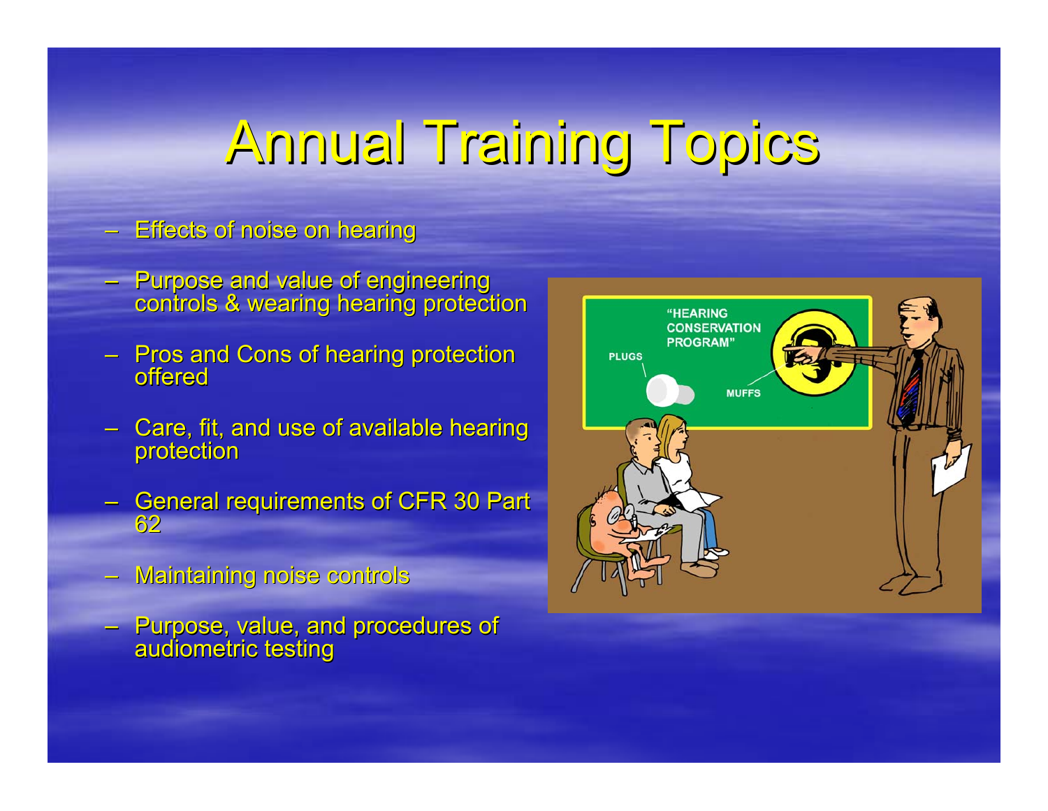# Annual Training Topics

- Effects of noise on hearing
- Purpose and value of engineering controls & wearing hearing protection
- Pros and Cons of hearing protection offered
- Care, fit, and use of available hearing protection
- General requirements of CFR 30 Part 62
- Maintaining noise controls
- Purpose, value, and procedures of audiometric testing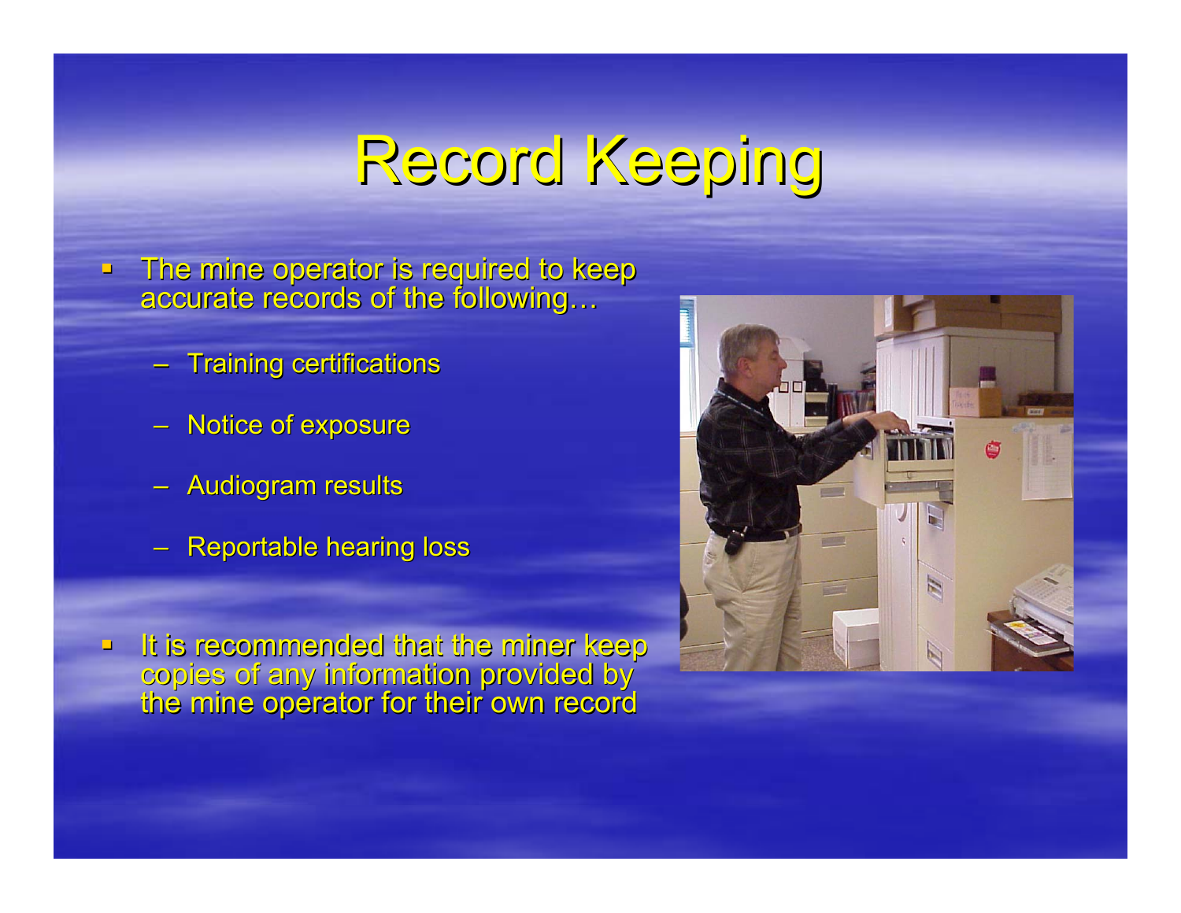# Record Keeping

- The mine operator is required to keep accurate records of the following…
  - Training certifications
  - Notice of exposure
  - Audiogram results
  - Reportable hearing loss
- It is recommended that the miner keep copies of any information provided by the mine operator for their own record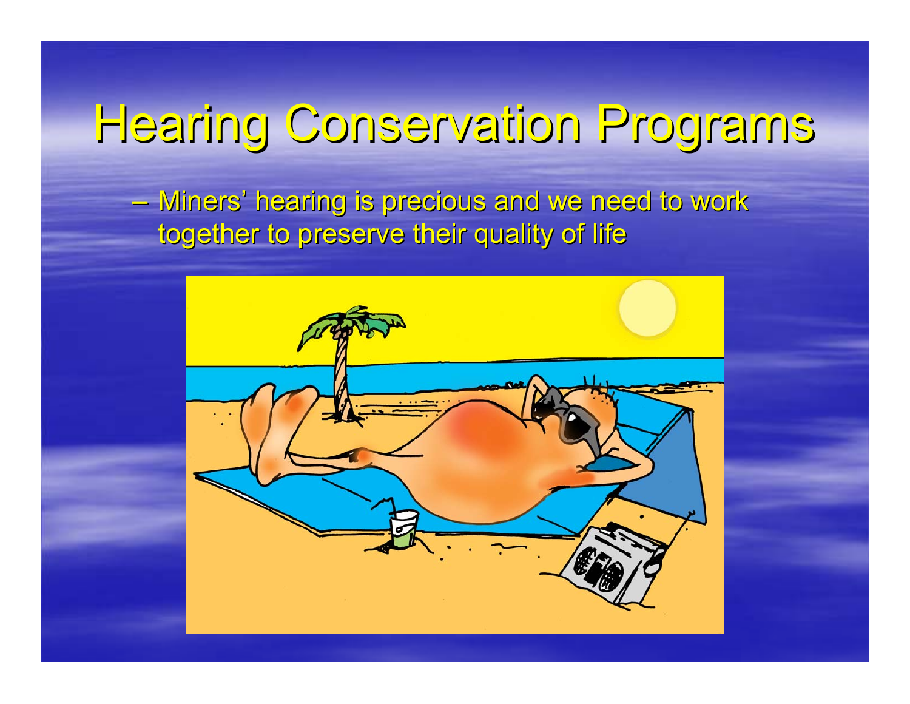# Hearing Conservation Programs

- Miners' hearing is precious and we need to work together to preserve their quality of life